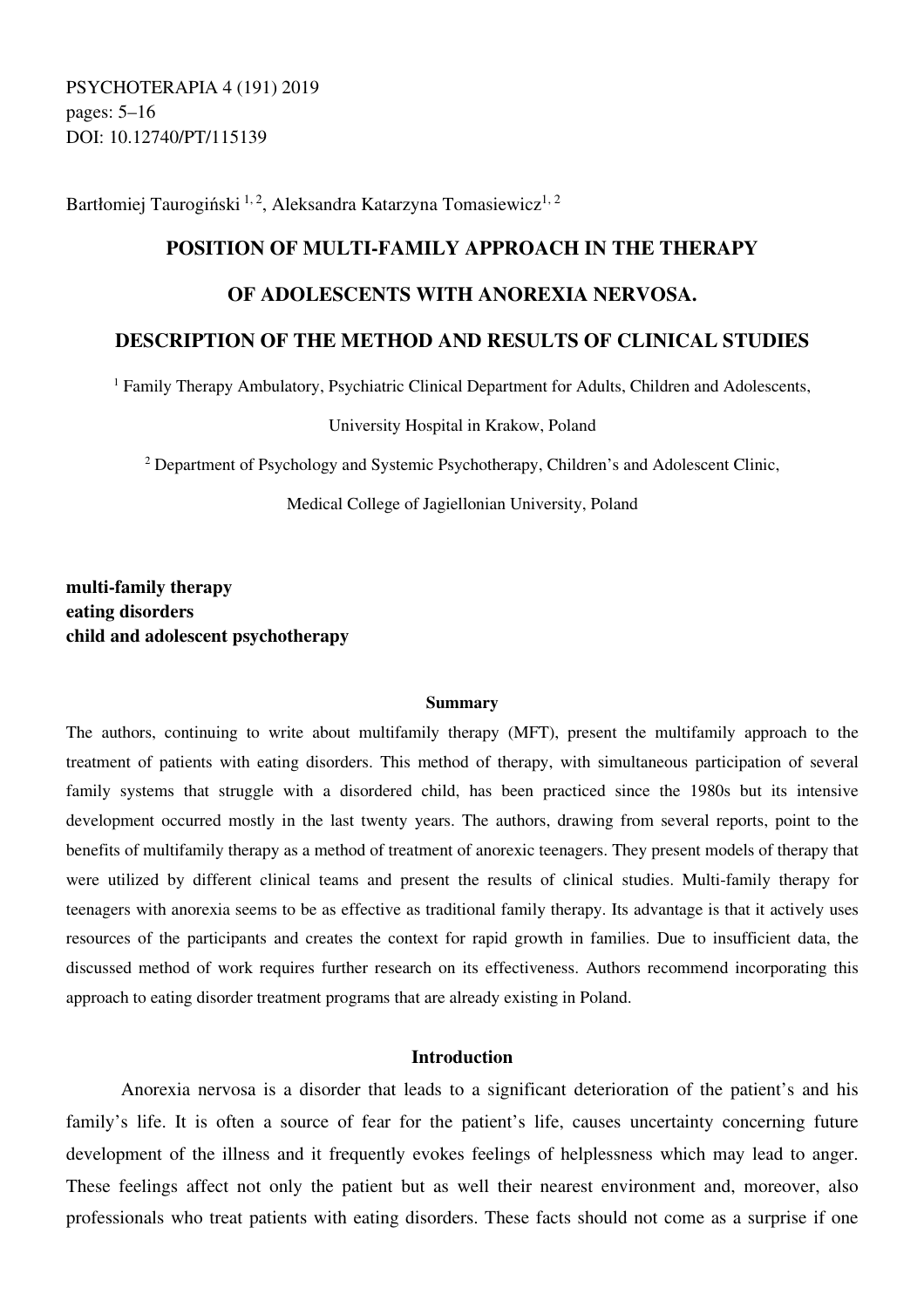PSYCHOTERAPIA 4 (191) 2019
pages: 5–16
DOI: 10.12740/PT/115139

Bartłomiej Tauroginski [1, 2], Aleksandra Katarzyna Tomasiewicz[1, 2]

# POSITION OF MULTI-FAMILY APPROACH IN THE THERAPY OF ADOLESCENTS WITH ANOREXIA NERVOSA. DESCRIPTION OF THE METHOD AND RESULTS OF CLINICAL STUDIES

[1] Family Therapy Ambulatory, Psychiatric Clinical Department for Adults, Children and Adolescents, University Hospital in Krakow, Poland

[2] Department of Psychology and Systemic Psychotherapy, Children's and Adolescent Clinic, Medical College of Jagiellonian University, Poland

**multi-family therapy**
**eating disorders**
**child and adolescent psychotherapy**

### Summary

The authors, continuing to write about multifamily therapy (MFT), present the multifamily approach to the treatment of patients with eating disorders. This method of therapy, with simultaneous participation of several family systems that struggle with a disordered child, has been practiced since the 1980s but its intensive development occurred mostly in the last twenty years. The authors, drawing from several reports, point to the benefits of multifamily therapy as a method of treatment of anorexic teenagers. They present models of therapy that were utilized by different clinical teams and present the results of clinical studies. Multi-family therapy for teenagers with anorexia seems to be as effective as traditional family therapy. Its advantage is that it actively uses resources of the participants and creates the context for rapid growth in families. Due to insufficient data, the discussed method of work requires further research on its effectiveness. Authors recommend incorporating this approach to eating disorder treatment programs that are already existing in Poland.

## Introduction

Anorexia nervosa is a disorder that leads to a significant deterioration of the patient's and his family's life. It is often a source of fear for the patient's life, causes uncertainty concerning future development of the illness and it frequently evokes feelings of helplessness which may lead to anger. These feelings affect not only the patient but as well their nearest environment and, moreover, also professionals who treat patients with eating disorders. These facts should not come as a surprise if one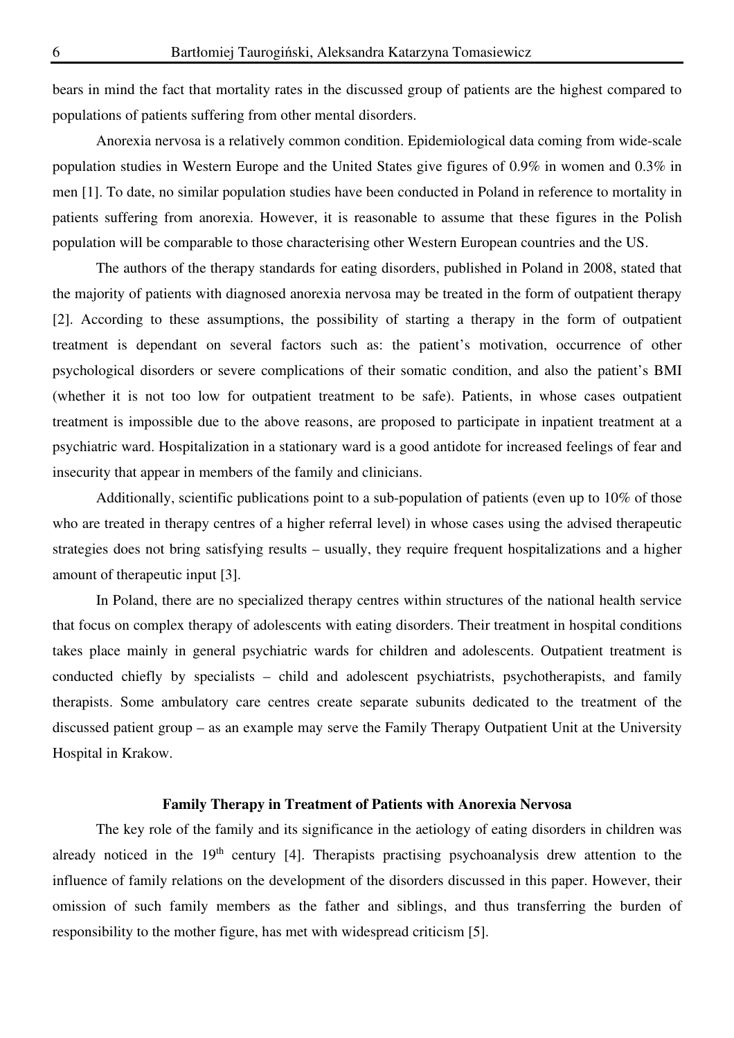bears in mind the fact that mortality rates in the discussed group of patients are the highest compared to populations of patients suffering from other mental disorders.

Anorexia nervosa is a relatively common condition. Epidemiological data coming from wide-scale population studies in Western Europe and the United States give figures of 0.9% in women and 0.3% in men [1]. To date, no similar population studies have been conducted in Poland in reference to mortality in patients suffering from anorexia. However, it is reasonable to assume that these figures in the Polish population will be comparable to those characterising other Western European countries and the US.

The authors of the therapy standards for eating disorders, published in Poland in 2008, stated that the majority of patients with diagnosed anorexia nervosa may be treated in the form of outpatient therapy [2]. According to these assumptions, the possibility of starting a therapy in the form of outpatient treatment is dependant on several factors such as: the patient's motivation, occurrence of other psychological disorders or severe complications of their somatic condition, and also the patient's BMI (whether it is not too low for outpatient treatment to be safe). Patients, in whose cases outpatient treatment is impossible due to the above reasons, are proposed to participate in inpatient treatment at a psychiatric ward. Hospitalization in a stationary ward is a good antidote for increased feelings of fear and insecurity that appear in members of the family and clinicians.

Additionally, scientific publications point to a sub-population of patients (even up to 10% of those who are treated in therapy centres of a higher referral level) in whose cases using the advised therapeutic strategies does not bring satisfying results – usually, they require frequent hospitalizations and a higher amount of therapeutic input [3].

In Poland, there are no specialized therapy centres within structures of the national health service that focus on complex therapy of adolescents with eating disorders. Their treatment in hospital conditions takes place mainly in general psychiatric wards for children and adolescents. Outpatient treatment is conducted chiefly by specialists – child and adolescent psychiatrists, psychotherapists, and family therapists. Some ambulatory care centres create separate subunits dedicated to the treatment of the discussed patient group – as an example may serve the Family Therapy Outpatient Unit at the University Hospital in Krakow.

## Family Therapy in Treatment of Patients with Anorexia Nervosa

The key role of the family and its significance in the aetiology of eating disorders in children was already noticed in the 19th century [4]. Therapists practising psychoanalysis drew attention to the influence of family relations on the development of the disorders discussed in this paper. However, their omission of such family members as the father and siblings, and thus transferring the burden of responsibility to the mother figure, has met with widespread criticism [5].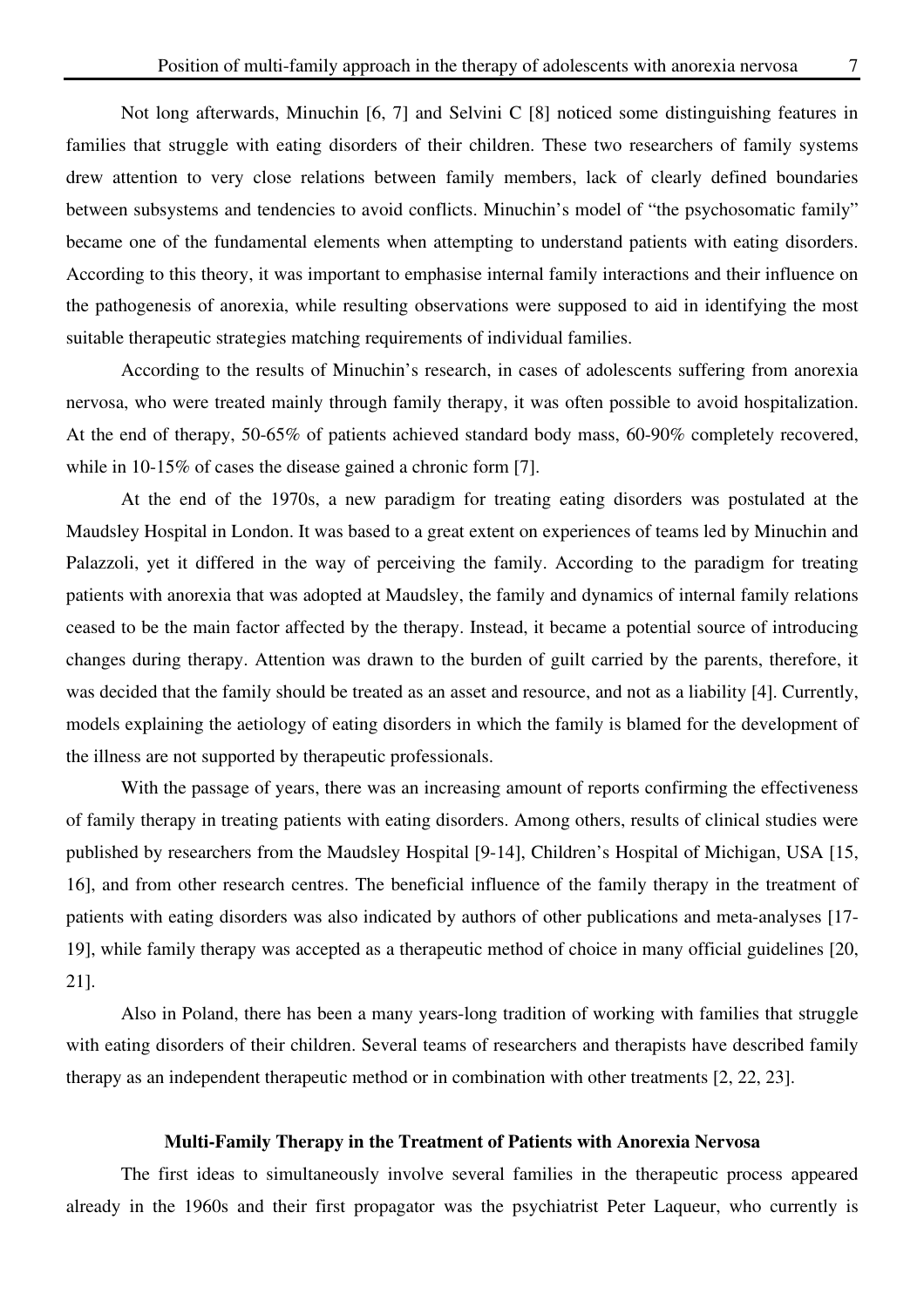Not long afterwards, Minuchin [6, 7] and Selvini C [8] noticed some distinguishing features in families that struggle with eating disorders of their children. These two researchers of family systems drew attention to very close relations between family members, lack of clearly defined boundaries between subsystems and tendencies to avoid conflicts. Minuchin's model of "the psychosomatic family" became one of the fundamental elements when attempting to understand patients with eating disorders. According to this theory, it was important to emphasise internal family interactions and their influence on the pathogenesis of anorexia, while resulting observations were supposed to aid in identifying the most suitable therapeutic strategies matching requirements of individual families.

According to the results of Minuchin's research, in cases of adolescents suffering from anorexia nervosa, who were treated mainly through family therapy, it was often possible to avoid hospitalization. At the end of therapy, 50-65% of patients achieved standard body mass, 60-90% completely recovered, while in 10-15% of cases the disease gained a chronic form [7].

At the end of the 1970s, a new paradigm for treating eating disorders was postulated at the Maudsley Hospital in London. It was based to a great extent on experiences of teams led by Minuchin and Palazzoli, yet it differed in the way of perceiving the family. According to the paradigm for treating patients with anorexia that was adopted at Maudsley, the family and dynamics of internal family relations ceased to be the main factor affected by the therapy. Instead, it became a potential source of introducing changes during therapy. Attention was drawn to the burden of guilt carried by the parents, therefore, it was decided that the family should be treated as an asset and resource, and not as a liability [4]. Currently, models explaining the aetiology of eating disorders in which the family is blamed for the development of the illness are not supported by therapeutic professionals.

With the passage of years, there was an increasing amount of reports confirming the effectiveness of family therapy in treating patients with eating disorders. Among others, results of clinical studies were published by researchers from the Maudsley Hospital [9-14], Children's Hospital of Michigan, USA [15, 16], and from other research centres. The beneficial influence of the family therapy in the treatment of patients with eating disorders was also indicated by authors of other publications and meta-analyses [17-19], while family therapy was accepted as a therapeutic method of choice in many official guidelines [20, 21].

Also in Poland, there has been a many years-long tradition of working with families that struggle with eating disorders of their children. Several teams of researchers and therapists have described family therapy as an independent therapeutic method or in combination with other treatments [2, 22, 23].

## Multi-Family Therapy in the Treatment of Patients with Anorexia Nervosa

The first ideas to simultaneously involve several families in the therapeutic process appeared already in the 1960s and their first propagator was the psychiatrist Peter Laqueur, who currently is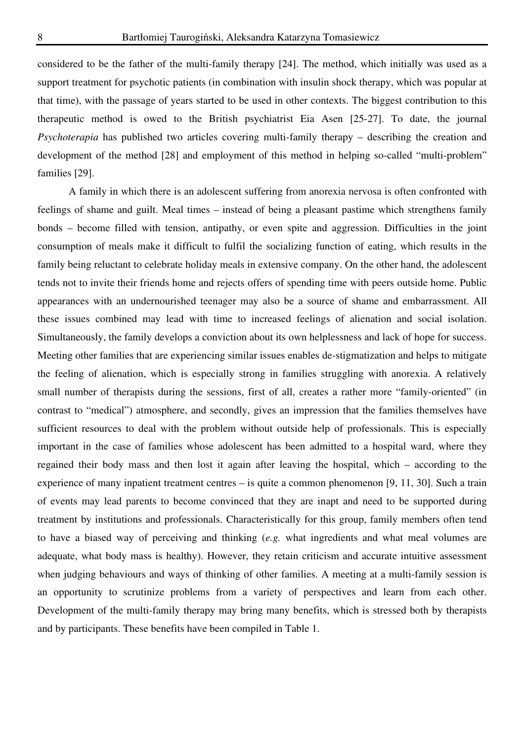considered to be the father of the multi-family therapy [24]. The method, which initially was used as a support treatment for psychotic patients (in combination with insulin shock therapy, which was popular at that time), with the passage of years started to be used in other contexts. The biggest contribution to this therapeutic method is owed to the British psychiatrist Eia Asen [25-27]. To date, the journal *Psychoterapia* has published two articles covering multi-family therapy – describing the creation and development of the method [28] and employment of this method in helping so-called "multi-problem" families [29].

A family in which there is an adolescent suffering from anorexia nervosa is often confronted with feelings of shame and guilt. Meal times – instead of being a pleasant pastime which strengthens family bonds – become filled with tension, antipathy, or even spite and aggression. Difficulties in the joint consumption of meals make it difficult to fulfil the socializing function of eating, which results in the family being reluctant to celebrate holiday meals in extensive company. On the other hand, the adolescent tends not to invite their friends home and rejects offers of spending time with peers outside home. Public appearances with an undernourished teenager may also be a source of shame and embarrassment. All these issues combined may lead with time to increased feelings of alienation and social isolation. Simultaneously, the family develops a conviction about its own helplessness and lack of hope for success. Meeting other families that are experiencing similar issues enables de-stigmatization and helps to mitigate the feeling of alienation, which is especially strong in families struggling with anorexia. A relatively small number of therapists during the sessions, first of all, creates a rather more "family-oriented" (in contrast to "medical") atmosphere, and secondly, gives an impression that the families themselves have sufficient resources to deal with the problem without outside help of professionals. This is especially important in the case of families whose adolescent has been admitted to a hospital ward, where they regained their body mass and then lost it again after leaving the hospital, which – according to the experience of many inpatient treatment centres – is quite a common phenomenon [9, 11, 30]. Such a train of events may lead parents to become convinced that they are inapt and need to be supported during treatment by institutions and professionals. Characteristically for this group, family members often tend to have a biased way of perceiving and thinking (*e.g.* what ingredients and what meal volumes are adequate, what body mass is healthy). However, they retain criticism and accurate intuitive assessment when judging behaviours and ways of thinking of other families. A meeting at a multi-family session is an opportunity to scrutinize problems from a variety of perspectives and learn from each other. Development of the multi-family therapy may bring many benefits, which is stressed both by therapists and by participants. These benefits have been compiled in Table 1.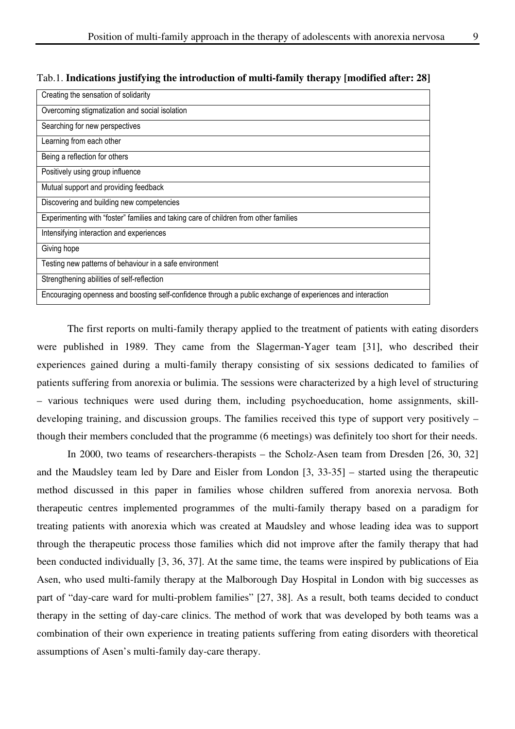Tab.1. **Indications justifying the introduction of multi-family therapy [modified after: 28]**

| Creating the sensation of solidarity |
|---|
| Overcoming stigmatization and social isolation |
| Searching for new perspectives |
| Learning from each other |
| Being a reflection for others |
| Positively using group influence |
| Mutual support and providing feedback |
| Discovering and building new competencies |
| Experimenting with "foster" families and taking care of children from other families |
| Intensifying interaction and experiences |
| Giving hope |
| Testing new patterns of behaviour in a safe environment |
| Strengthening abilities of self-reflection |
| Encouraging openness and boosting self-confidence through a public exchange of experiences and interaction |

The first reports on multi-family therapy applied to the treatment of patients with eating disorders were published in 1989. They came from the Slagerman-Yager team [31], who described their experiences gained during a multi-family therapy consisting of six sessions dedicated to families of patients suffering from anorexia or bulimia. The sessions were characterized by a high level of structuring – various techniques were used during them, including psychoeducation, home assignments, skill-developing training, and discussion groups. The families received this type of support very positively – though their members concluded that the programme (6 meetings) was definitely too short for their needs.

In 2000, two teams of researchers-therapists – the Scholz-Asen team from Dresden [26, 30, 32] and the Maudsley team led by Dare and Eisler from London [3, 33-35] – started using the therapeutic method discussed in this paper in families whose children suffered from anorexia nervosa. Both therapeutic centres implemented programmes of the multi-family therapy based on a paradigm for treating patients with anorexia which was created at Maudsley and whose leading idea was to support through the therapeutic process those families which did not improve after the family therapy that had been conducted individually [3, 36, 37]. At the same time, the teams were inspired by publications of Eia Asen, who used multi-family therapy at the Malborough Day Hospital in London with big successes as part of "day-care ward for multi-problem families" [27, 38]. As a result, both teams decided to conduct therapy in the setting of day-care clinics. The method of work that was developed by both teams was a combination of their own experience in treating patients suffering from eating disorders with theoretical assumptions of Asen's multi-family day-care therapy.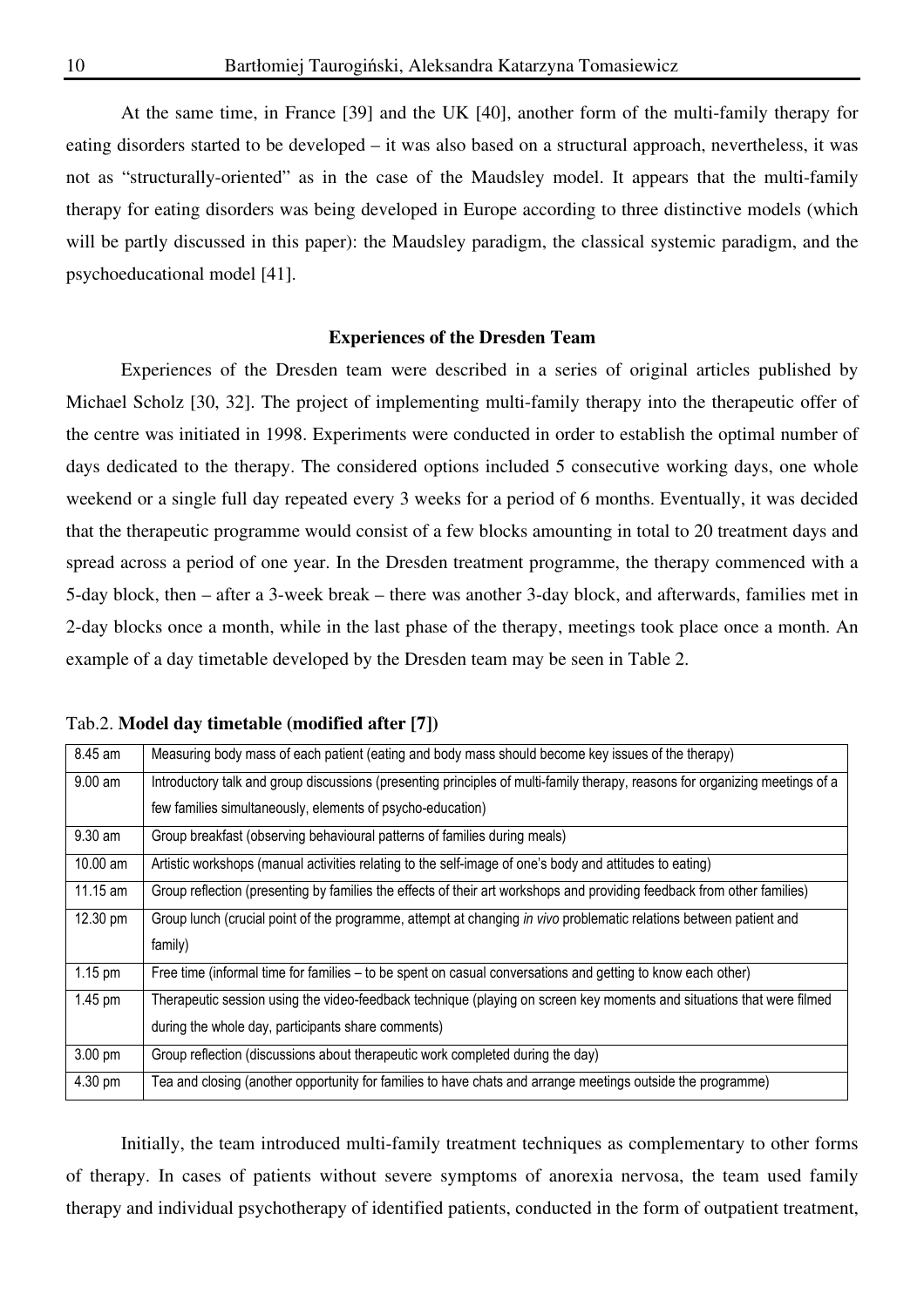At the same time, in France [39] and the UK [40], another form of the multi-family therapy for eating disorders started to be developed – it was also based on a structural approach, nevertheless, it was not as "structurally-oriented" as in the case of the Maudsley model. It appears that the multi-family therapy for eating disorders was being developed in Europe according to three distinctive models (which will be partly discussed in this paper): the Maudsley paradigm, the classical systemic paradigm, and the psychoeducational model [41].

### Experiences of the Dresden Team

Experiences of the Dresden team were described in a series of original articles published by Michael Scholz [30, 32]. The project of implementing multi-family therapy into the therapeutic offer of the centre was initiated in 1998. Experiments were conducted in order to establish the optimal number of days dedicated to the therapy. The considered options included 5 consecutive working days, one whole weekend or a single full day repeated every 3 weeks for a period of 6 months. Eventually, it was decided that the therapeutic programme would consist of a few blocks amounting in total to 20 treatment days and spread across a period of one year. In the Dresden treatment programme, the therapy commenced with a 5-day block, then – after a 3-week break – there was another 3-day block, and afterwards, families met in 2-day blocks once a month, while in the last phase of the therapy, meetings took place once a month. An example of a day timetable developed by the Dresden team may be seen in Table 2.

Tab.2. **Model day timetable (modified after [7])**

| | |
|---|---|
| 8.45 am | Measuring body mass of each patient (eating and body mass should become key issues of the therapy) |
| 9.00 am | Introductory talk and group discussions (presenting principles of multi-family therapy, reasons for organizing meetings of a few families simultaneously, elements of psycho-education) |
| 9.30 am | Group breakfast (observing behavioural patterns of families during meals) |
| 10.00 am | Artistic workshops (manual activities relating to the self-image of one's body and attitudes to eating) |
| 11.15 am | Group reflection (presenting by families the effects of their art workshops and providing feedback from other families) |
| 12.30 pm | Group lunch (crucial point of the programme, attempt at changing *in vivo* problematic relations between patient and family) |
| 1.15 pm | Free time (informal time for families – to be spent on casual conversations and getting to know each other) |
| 1.45 pm | Therapeutic session using the video-feedback technique (playing on screen key moments and situations that were filmed during the whole day, participants share comments) |
| 3.00 pm | Group reflection (discussions about therapeutic work completed during the day) |
| 4.30 pm | Tea and closing (another opportunity for families to have chats and arrange meetings outside the programme) |

Initially, the team introduced multi-family treatment techniques as complementary to other forms of therapy. In cases of patients without severe symptoms of anorexia nervosa, the team used family therapy and individual psychotherapy of identified patients, conducted in the form of outpatient treatment,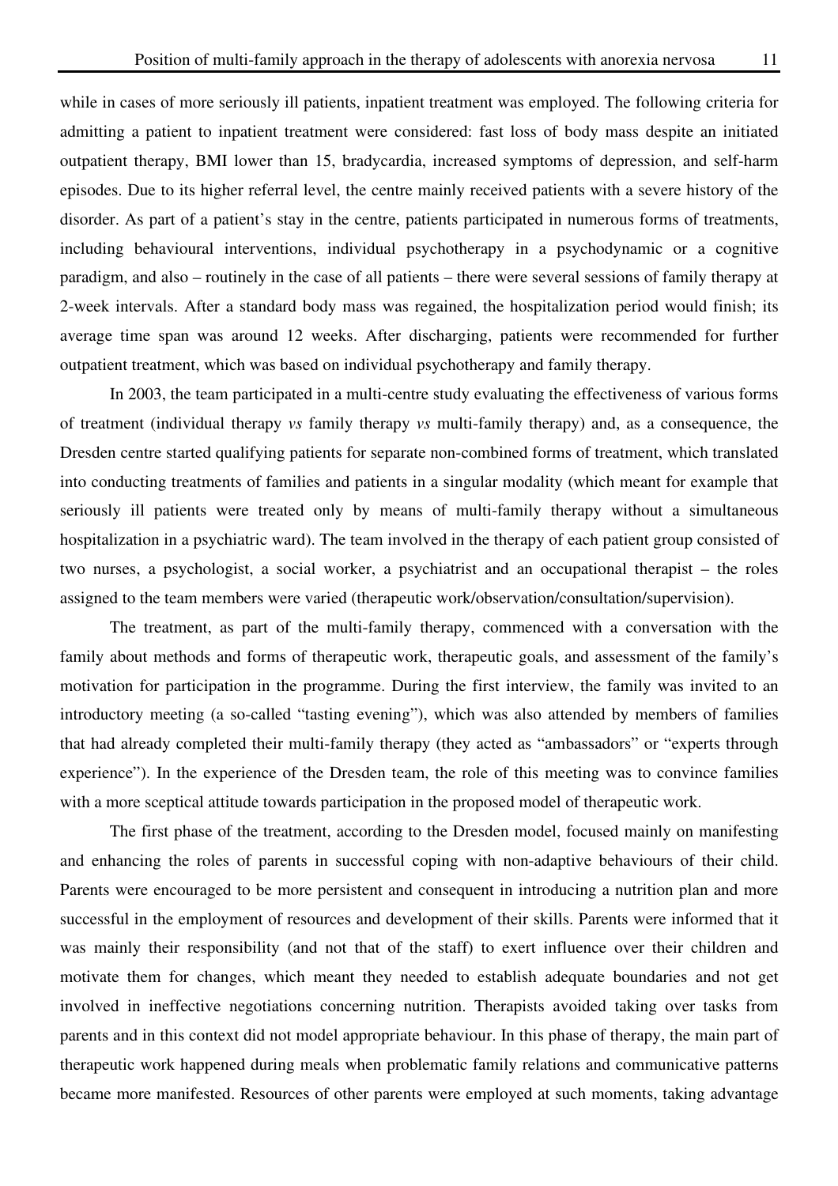while in cases of more seriously ill patients, inpatient treatment was employed. The following criteria for admitting a patient to inpatient treatment were considered: fast loss of body mass despite an initiated outpatient therapy, BMI lower than 15, bradycardia, increased symptoms of depression, and self-harm episodes. Due to its higher referral level, the centre mainly received patients with a severe history of the disorder. As part of a patient's stay in the centre, patients participated in numerous forms of treatments, including behavioural interventions, individual psychotherapy in a psychodynamic or a cognitive paradigm, and also – routinely in the case of all patients – there were several sessions of family therapy at 2-week intervals. After a standard body mass was regained, the hospitalization period would finish; its average time span was around 12 weeks. After discharging, patients were recommended for further outpatient treatment, which was based on individual psychotherapy and family therapy.

In 2003, the team participated in a multi-centre study evaluating the effectiveness of various forms of treatment (individual therapy *vs* family therapy *vs* multi-family therapy) and, as a consequence, the Dresden centre started qualifying patients for separate non-combined forms of treatment, which translated into conducting treatments of families and patients in a singular modality (which meant for example that seriously ill patients were treated only by means of multi-family therapy without a simultaneous hospitalization in a psychiatric ward). The team involved in the therapy of each patient group consisted of two nurses, a psychologist, a social worker, a psychiatrist and an occupational therapist – the roles assigned to the team members were varied (therapeutic work/observation/consultation/supervision).

The treatment, as part of the multi-family therapy, commenced with a conversation with the family about methods and forms of therapeutic work, therapeutic goals, and assessment of the family's motivation for participation in the programme. During the first interview, the family was invited to an introductory meeting (a so-called "tasting evening"), which was also attended by members of families that had already completed their multi-family therapy (they acted as "ambassadors" or "experts through experience"). In the experience of the Dresden team, the role of this meeting was to convince families with a more sceptical attitude towards participation in the proposed model of therapeutic work.

The first phase of the treatment, according to the Dresden model, focused mainly on manifesting and enhancing the roles of parents in successful coping with non-adaptive behaviours of their child. Parents were encouraged to be more persistent and consequent in introducing a nutrition plan and more successful in the employment of resources and development of their skills. Parents were informed that it was mainly their responsibility (and not that of the staff) to exert influence over their children and motivate them for changes, which meant they needed to establish adequate boundaries and not get involved in ineffective negotiations concerning nutrition. Therapists avoided taking over tasks from parents and in this context did not model appropriate behaviour. In this phase of therapy, the main part of therapeutic work happened during meals when problematic family relations and communicative patterns became more manifested. Resources of other parents were employed at such moments, taking advantage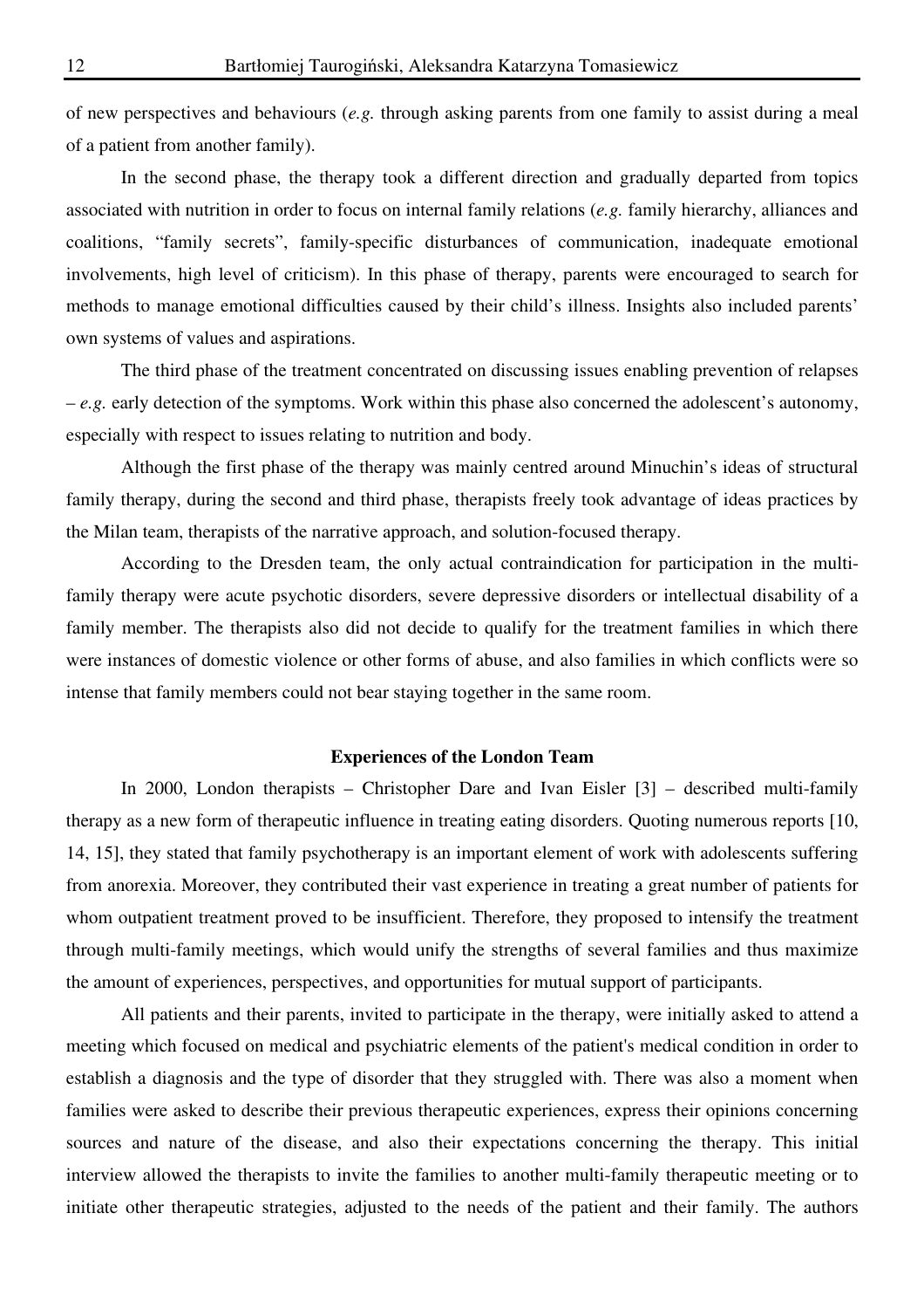of new perspectives and behaviours (*e.g.* through asking parents from one family to assist during a meal of a patient from another family).

In the second phase, the therapy took a different direction and gradually departed from topics associated with nutrition in order to focus on internal family relations (*e.g.* family hierarchy, alliances and coalitions, "family secrets", family-specific disturbances of communication, inadequate emotional involvements, high level of criticism). In this phase of therapy, parents were encouraged to search for methods to manage emotional difficulties caused by their child's illness. Insights also included parents' own systems of values and aspirations.

The third phase of the treatment concentrated on discussing issues enabling prevention of relapses – *e.g.* early detection of the symptoms. Work within this phase also concerned the adolescent's autonomy, especially with respect to issues relating to nutrition and body.

Although the first phase of the therapy was mainly centred around Minuchin's ideas of structural family therapy, during the second and third phase, therapists freely took advantage of ideas practices by the Milan team, therapists of the narrative approach, and solution-focused therapy.

According to the Dresden team, the only actual contraindication for participation in the multi-family therapy were acute psychotic disorders, severe depressive disorders or intellectual disability of a family member. The therapists also did not decide to qualify for the treatment families in which there were instances of domestic violence or other forms of abuse, and also families in which conflicts were so intense that family members could not bear staying together in the same room.

## Experiences of the London Team

In 2000, London therapists – Christopher Dare and Ivan Eisler [3] – described multi-family therapy as a new form of therapeutic influence in treating eating disorders. Quoting numerous reports [10, 14, 15], they stated that family psychotherapy is an important element of work with adolescents suffering from anorexia. Moreover, they contributed their vast experience in treating a great number of patients for whom outpatient treatment proved to be insufficient. Therefore, they proposed to intensify the treatment through multi-family meetings, which would unify the strengths of several families and thus maximize the amount of experiences, perspectives, and opportunities for mutual support of participants.

All patients and their parents, invited to participate in the therapy, were initially asked to attend a meeting which focused on medical and psychiatric elements of the patient's medical condition in order to establish a diagnosis and the type of disorder that they struggled with. There was also a moment when families were asked to describe their previous therapeutic experiences, express their opinions concerning sources and nature of the disease, and also their expectations concerning the therapy. This initial interview allowed the therapists to invite the families to another multi-family therapeutic meeting or to initiate other therapeutic strategies, adjusted to the needs of the patient and their family. The authors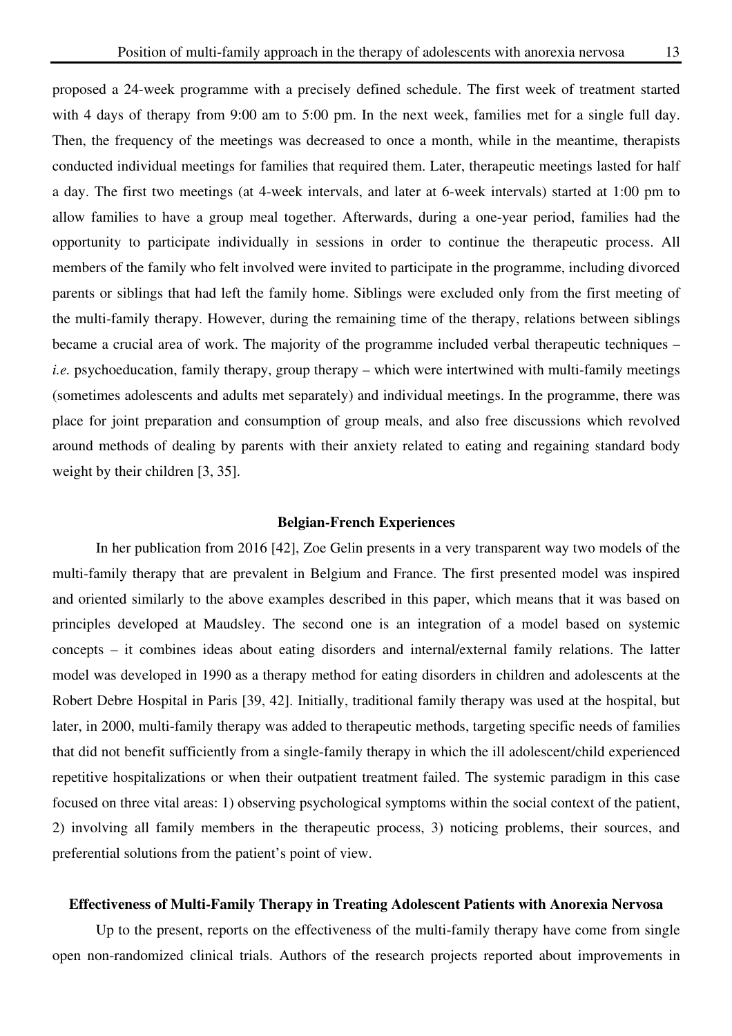proposed a 24-week programme with a precisely defined schedule. The first week of treatment started with 4 days of therapy from 9:00 am to 5:00 pm. In the next week, families met for a single full day. Then, the frequency of the meetings was decreased to once a month, while in the meantime, therapists conducted individual meetings for families that required them. Later, therapeutic meetings lasted for half a day. The first two meetings (at 4-week intervals, and later at 6-week intervals) started at 1:00 pm to allow families to have a group meal together. Afterwards, during a one-year period, families had the opportunity to participate individually in sessions in order to continue the therapeutic process. All members of the family who felt involved were invited to participate in the programme, including divorced parents or siblings that had left the family home. Siblings were excluded only from the first meeting of the multi-family therapy. However, during the remaining time of the therapy, relations between siblings became a crucial area of work. The majority of the programme included verbal therapeutic techniques – *i.e.* psychoeducation, family therapy, group therapy – which were intertwined with multi-family meetings (sometimes adolescents and adults met separately) and individual meetings. In the programme, there was place for joint preparation and consumption of group meals, and also free discussions which revolved around methods of dealing by parents with their anxiety related to eating and regaining standard body weight by their children [3, 35].

## Belgian-French Experiences

In her publication from 2016 [42], Zoe Gelin presents in a very transparent way two models of the multi-family therapy that are prevalent in Belgium and France. The first presented model was inspired and oriented similarly to the above examples described in this paper, which means that it was based on principles developed at Maudsley. The second one is an integration of a model based on systemic concepts – it combines ideas about eating disorders and internal/external family relations. The latter model was developed in 1990 as a therapy method for eating disorders in children and adolescents at the Robert Debre Hospital in Paris [39, 42]. Initially, traditional family therapy was used at the hospital, but later, in 2000, multi-family therapy was added to therapeutic methods, targeting specific needs of families that did not benefit sufficiently from a single-family therapy in which the ill adolescent/child experienced repetitive hospitalizations or when their outpatient treatment failed. The systemic paradigm in this case focused on three vital areas: 1) observing psychological symptoms within the social context of the patient, 2) involving all family members in the therapeutic process, 3) noticing problems, their sources, and preferential solutions from the patient's point of view.

## Effectiveness of Multi-Family Therapy in Treating Adolescent Patients with Anorexia Nervosa

Up to the present, reports on the effectiveness of the multi-family therapy have come from single open non-randomized clinical trials. Authors of the research projects reported about improvements in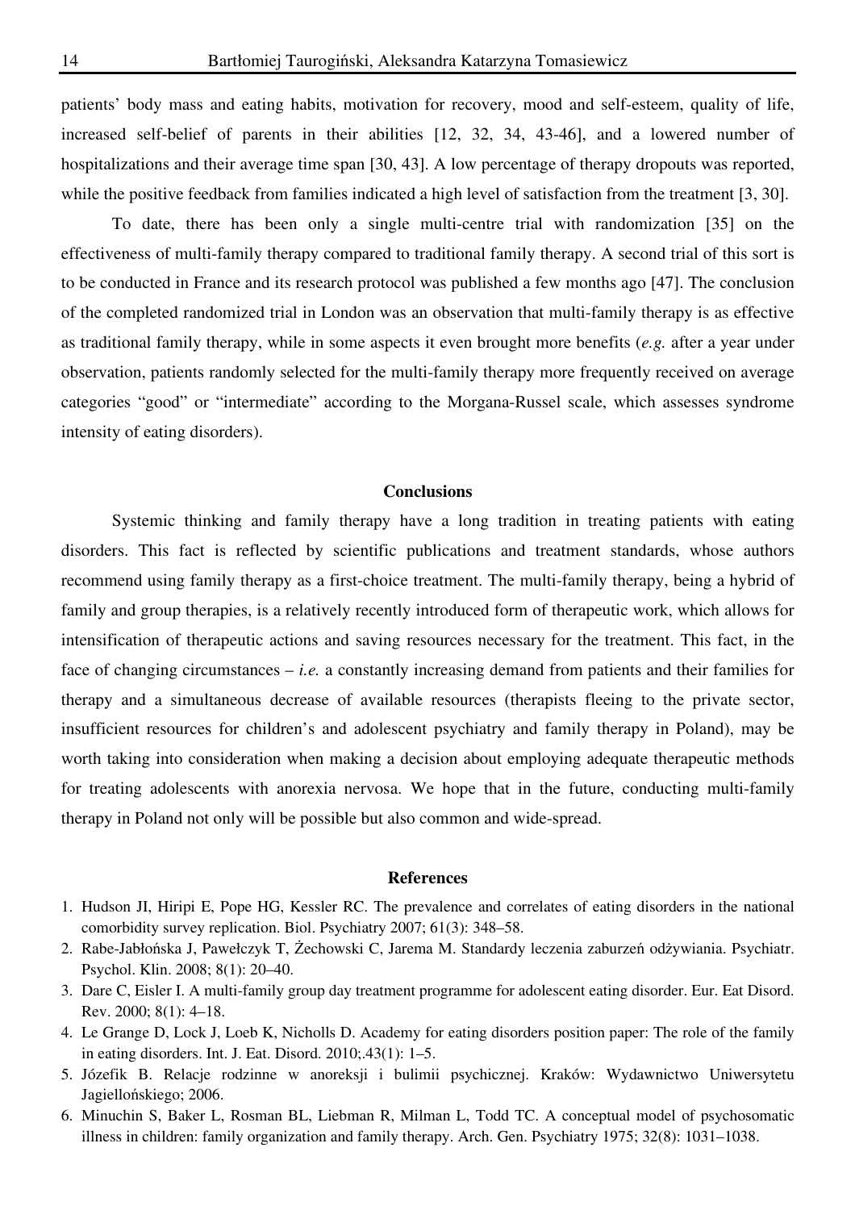patients' body mass and eating habits, motivation for recovery, mood and self-esteem, quality of life, increased self-belief of parents in their abilities [12, 32, 34, 43-46], and a lowered number of hospitalizations and their average time span [30, 43]. A low percentage of therapy dropouts was reported, while the positive feedback from families indicated a high level of satisfaction from the treatment [3, 30].

To date, there has been only a single multi-centre trial with randomization [35] on the effectiveness of multi-family therapy compared to traditional family therapy. A second trial of this sort is to be conducted in France and its research protocol was published a few months ago [47]. The conclusion of the completed randomized trial in London was an observation that multi-family therapy is as effective as traditional family therapy, while in some aspects it even brought more benefits (*e.g.* after a year under observation, patients randomly selected for the multi-family therapy more frequently received on average categories "good" or "intermediate" according to the Morgana-Russel scale, which assesses syndrome intensity of eating disorders).

## Conclusions

Systemic thinking and family therapy have a long tradition in treating patients with eating disorders. This fact is reflected by scientific publications and treatment standards, whose authors recommend using family therapy as a first-choice treatment. The multi-family therapy, being a hybrid of family and group therapies, is a relatively recently introduced form of therapeutic work, which allows for intensification of therapeutic actions and saving resources necessary for the treatment. This fact, in the face of changing circumstances – *i.e.* a constantly increasing demand from patients and their families for therapy and a simultaneous decrease of available resources (therapists fleeing to the private sector, insufficient resources for children's and adolescent psychiatry and family therapy in Poland), may be worth taking into consideration when making a decision about employing adequate therapeutic methods for treating adolescents with anorexia nervosa. We hope that in the future, conducting multi-family therapy in Poland not only will be possible but also common and wide-spread.

## References

1. Hudson JI, Hiripi E, Pope HG, Kessler RC. The prevalence and correlates of eating disorders in the national comorbidity survey replication. Biol. Psychiatry 2007; 61(3): 348–58.
2. Rabe-Jabłońska J, Pawełczyk T, Żechowski C, Jarema M. Standardy leczenia zaburzeń odżywiania. Psychiatr. Psychol. Klin. 2008; 8(1): 20–40.
3. Dare C, Eisler I. A multi-family group day treatment programme for adolescent eating disorder. Eur. Eat Disord. Rev. 2000; 8(1): 4–18.
4. Le Grange D, Lock J, Loeb K, Nicholls D. Academy for eating disorders position paper: The role of the family in eating disorders. Int. J. Eat. Disord. 2010;.43(1): 1–5.
5. Józefik B. Relacje rodzinne w anoreksji i bulimii psychicznej. Kraków: Wydawnictwo Uniwersytetu Jagiellońskiego; 2006.
6. Minuchin S, Baker L, Rosman BL, Liebman R, Milman L, Todd TC. A conceptual model of psychosomatic illness in children: family organization and family therapy. Arch. Gen. Psychiatry 1975; 32(8): 1031–1038.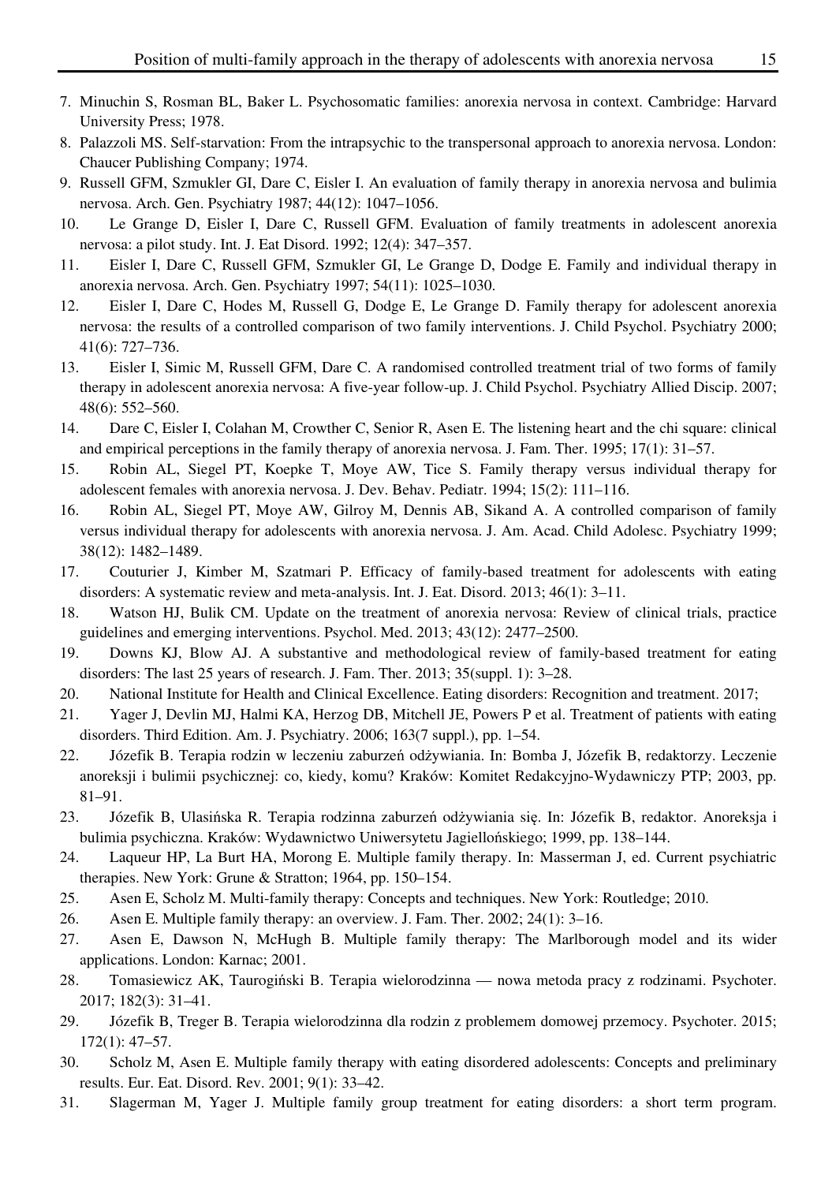7. Minuchin S, Rosman BL, Baker L. Psychosomatic families: anorexia nervosa in context. Cambridge: Harvard University Press; 1978.
8. Palazzoli MS. Self-starvation: From the intrapsychic to the transpersonal approach to anorexia nervosa. London: Chaucer Publishing Company; 1974.
9. Russell GFM, Szmukler GI, Dare C, Eisler I. An evaluation of family therapy in anorexia nervosa and bulimia nervosa. Arch. Gen. Psychiatry 1987; 44(12): 1047–1056.
10. Le Grange D, Eisler I, Dare C, Russell GFM. Evaluation of family treatments in adolescent anorexia nervosa: a pilot study. Int. J. Eat Disord. 1992; 12(4): 347–357.
11. Eisler I, Dare C, Russell GFM, Szmukler GI, Le Grange D, Dodge E. Family and individual therapy in anorexia nervosa. Arch. Gen. Psychiatry 1997; 54(11): 1025–1030.
12. Eisler I, Dare C, Hodes M, Russell G, Dodge E, Le Grange D. Family therapy for adolescent anorexia nervosa: the results of a controlled comparison of two family interventions. J. Child Psychol. Psychiatry 2000; 41(6): 727–736.
13. Eisler I, Simic M, Russell GFM, Dare C. A randomised controlled treatment trial of two forms of family therapy in adolescent anorexia nervosa: A five-year follow-up. J. Child Psychol. Psychiatry Allied Discip. 2007; 48(6): 552–560.
14. Dare C, Eisler I, Colahan M, Crowther C, Senior R, Asen E. The listening heart and the chi square: clinical and empirical perceptions in the family therapy of anorexia nervosa. J. Fam. Ther. 1995; 17(1): 31–57.
15. Robin AL, Siegel PT, Koepke T, Moye AW, Tice S. Family therapy versus individual therapy for adolescent females with anorexia nervosa. J. Dev. Behav. Pediatr. 1994; 15(2): 111–116.
16. Robin AL, Siegel PT, Moye AW, Gilroy M, Dennis AB, Sikand A. A controlled comparison of family versus individual therapy for adolescents with anorexia nervosa. J. Am. Acad. Child Adolesc. Psychiatry 1999; 38(12): 1482–1489.
17. Couturier J, Kimber M, Szatmari P. Efficacy of family-based treatment for adolescents with eating disorders: A systematic review and meta-analysis. Int. J. Eat. Disord. 2013; 46(1): 3–11.
18. Watson HJ, Bulik CM. Update on the treatment of anorexia nervosa: Review of clinical trials, practice guidelines and emerging interventions. Psychol. Med. 2013; 43(12): 2477–2500.
19. Downs KJ, Blow AJ. A substantive and methodological review of family-based treatment for eating disorders: The last 25 years of research. J. Fam. Ther. 2013; 35(suppl. 1): 3–28.
20. National Institute for Health and Clinical Excellence. Eating disorders: Recognition and treatment. 2017;
21. Yager J, Devlin MJ, Halmi KA, Herzog DB, Mitchell JE, Powers P et al. Treatment of patients with eating disorders. Third Edition. Am. J. Psychiatry. 2006; 163(7 suppl.), pp. 1–54.
22. Józefik B. Terapia rodzin w leczeniu zaburzeń odżywiania. In: Bomba J, Józefik B, redaktorzy. Leczenie anoreksji i bulimii psychicznej: co, kiedy, komu? Kraków: Komitet Redakcyjno-Wydawniczy PTP; 2003, pp. 81–91.
23. Józefik B, Ulasińska R. Terapia rodzinna zaburzeń odżywiania się. In: Józefik B, redaktor. Anoreksja i bulimia psychiczna. Kraków: Wydawnictwo Uniwersytetu Jagiellońskiego; 1999, pp. 138–144.
24. Laqueur HP, La Burt HA, Morong E. Multiple family therapy. In: Masserman J, ed. Current psychiatric therapies. New York: Grune & Stratton; 1964, pp. 150–154.
25. Asen E, Scholz M. Multi-family therapy: Concepts and techniques. New York: Routledge; 2010.
26. Asen E. Multiple family therapy: an overview. J. Fam. Ther. 2002; 24(1): 3–16.
27. Asen E, Dawson N, McHugh B. Multiple family therapy: The Marlborough model and its wider applications. London: Karnac; 2001.
28. Tomasiewicz AK, Taurogiński B. Terapia wielorodzinna — nowa metoda pracy z rodzinami. Psychoter. 2017; 182(3): 31–41.
29. Józefik B, Treger B. Terapia wielorodzinna dla rodzin z problemem domowej przemocy. Psychoter. 2015; 172(1): 47–57.
30. Scholz M, Asen E. Multiple family therapy with eating disordered adolescents: Concepts and preliminary results. Eur. Eat. Disord. Rev. 2001; 9(1): 33–42.
31. Slagerman M, Yager J. Multiple family group treatment for eating disorders: a short term program.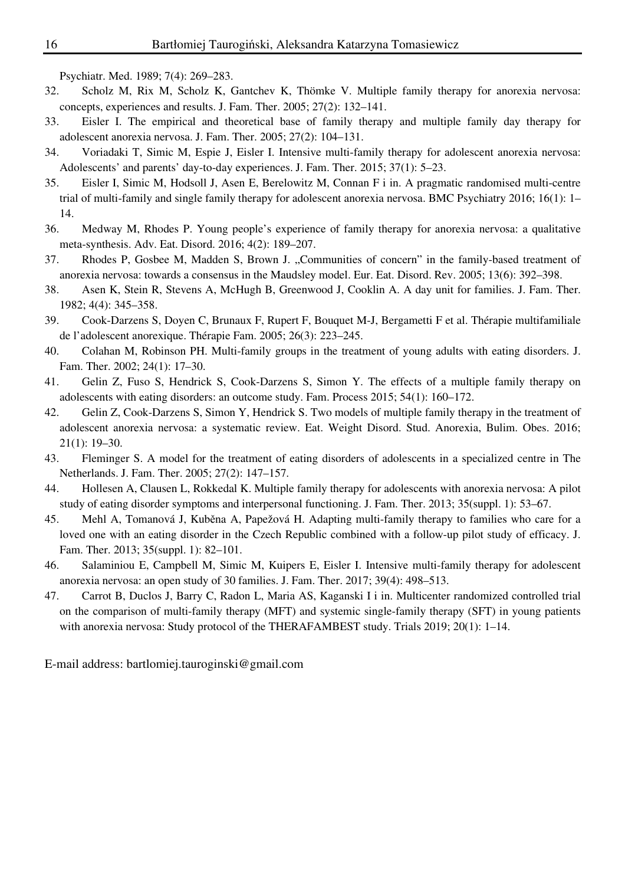Psychiatr. Med. 1989; 7(4): 269–283.

32. Scholz M, Rix M, Scholz K, Gantchev K, Thömke V. Multiple family therapy for anorexia nervosa: concepts, experiences and results. J. Fam. Ther. 2005; 27(2): 132–141.
33. Eisler I. The empirical and theoretical base of family therapy and multiple family day therapy for adolescent anorexia nervosa. J. Fam. Ther. 2005; 27(2): 104–131.
34. Voriadaki T, Simic M, Espie J, Eisler I. Intensive multi-family therapy for adolescent anorexia nervosa: Adolescents' and parents' day-to-day experiences. J. Fam. Ther. 2015; 37(1): 5–23.
35. Eisler I, Simic M, Hodsoll J, Asen E, Berelowitz M, Connan F i in. A pragmatic randomised multi-centre trial of multi-family and single family therapy for adolescent anorexia nervosa. BMC Psychiatry 2016; 16(1): 1–14.
36. Medway M, Rhodes P. Young people's experience of family therapy for anorexia nervosa: a qualitative meta-synthesis. Adv. Eat. Disord. 2016; 4(2): 189–207.
37. Rhodes P, Gosbee M, Madden S, Brown J. „Communities of concern" in the family-based treatment of anorexia nervosa: towards a consensus in the Maudsley model. Eur. Eat. Disord. Rev. 2005; 13(6): 392–398.
38. Asen K, Stein R, Stevens A, McHugh B, Greenwood J, Cooklin A. A day unit for families. J. Fam. Ther. 1982; 4(4): 345–358.
39. Cook-Darzens S, Doyen C, Brunaux F, Rupert F, Bouquet M-J, Bergametti F et al. Thérapie multifamiliale de l'adolescent anorexique. Thérapie Fam. 2005; 26(3): 223–245.
40. Colahan M, Robinson PH. Multi-family groups in the treatment of young adults with eating disorders. J. Fam. Ther. 2002; 24(1): 17–30.
41. Gelin Z, Fuso S, Hendrick S, Cook-Darzens S, Simon Y. The effects of a multiple family therapy on adolescents with eating disorders: an outcome study. Fam. Process 2015; 54(1): 160–172.
42. Gelin Z, Cook-Darzens S, Simon Y, Hendrick S. Two models of multiple family therapy in the treatment of adolescent anorexia nervosa: a systematic review. Eat. Weight Disord. Stud. Anorexia, Bulim. Obes. 2016; 21(1): 19–30.
43. Fleminger S. A model for the treatment of eating disorders of adolescents in a specialized centre in The Netherlands. J. Fam. Ther. 2005; 27(2): 147–157.
44. Hollesen A, Clausen L, Rokkedal K. Multiple family therapy for adolescents with anorexia nervosa: A pilot study of eating disorder symptoms and interpersonal functioning. J. Fam. Ther. 2013; 35(suppl. 1): 53–67.
45. Mehl A, Tomanová J, Kuběna A, Papežová H. Adapting multi-family therapy to families who care for a loved one with an eating disorder in the Czech Republic combined with a follow-up pilot study of efficacy. J. Fam. Ther. 2013; 35(suppl. 1): 82–101.
46. Salaminiou E, Campbell M, Simic M, Kuipers E, Eisler I. Intensive multi-family therapy for adolescent anorexia nervosa: an open study of 30 families. J. Fam. Ther. 2017; 39(4): 498–513.
47. Carrot B, Duclos J, Barry C, Radon L, Maria AS, Kaganski I i in. Multicenter randomized controlled trial on the comparison of multi-family therapy (MFT) and systemic single-family therapy (SFT) in young patients with anorexia nervosa: Study protocol of the THERAFAMBEST study. Trials 2019; 20(1): 1–14.

E-mail address: bartlomiej.tauroginski@gmail.com